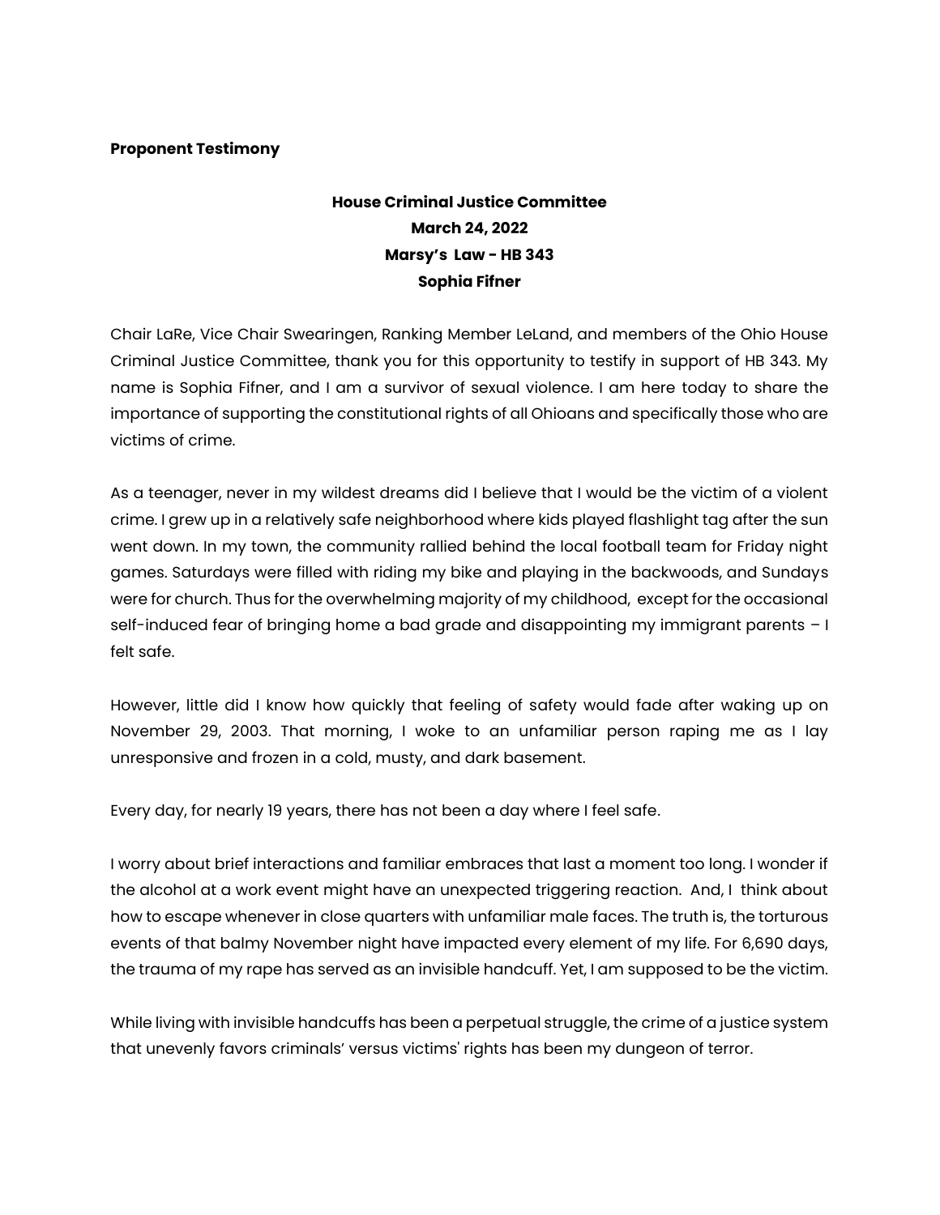**Proponent Testimony**

**House Criminal Justice Committee**
**March 24, 2022**
**Marsy's Law - HB 343**
**Sophia Fifner**

Chair LaRe, Vice Chair Swearingen, Ranking Member LeLand, and members of the Ohio House Criminal Justice Committee, thank you for this opportunity to testify in support of HB 343. My name is Sophia Fifner, and I am a survivor of sexual violence. I am here today to share the importance of supporting the constitutional rights of all Ohioans and specifically those who are victims of crime.

As a teenager, never in my wildest dreams did I believe that I would be the victim of a violent crime. I grew up in a relatively safe neighborhood where kids played flashlight tag after the sun went down. In my town, the community rallied behind the local football team for Friday night games. Saturdays were filled with riding my bike and playing in the backwoods, and Sundays were for church. Thus for the overwhelming majority of my childhood, except for the occasional self-induced fear of bringing home a bad grade and disappointing my immigrant parents – I felt safe.

However, little did I know how quickly that feeling of safety would fade after waking up on November 29, 2003. That morning, I woke to an unfamiliar person raping me as I lay unresponsive and frozen in a cold, musty, and dark basement.

Every day, for nearly 19 years, there has not been a day where I feel safe.

I worry about brief interactions and familiar embraces that last a moment too long. I wonder if the alcohol at a work event might have an unexpected triggering reaction. And, I think about how to escape whenever in close quarters with unfamiliar male faces. The truth is, the torturous events of that balmy November night have impacted every element of my life. For 6,690 days, the trauma of my rape has served as an invisible handcuff. Yet, I am supposed to be the victim.

While living with invisible handcuffs has been a perpetual struggle, the crime of a justice system that unevenly favors criminals' versus victims' rights has been my dungeon of terror.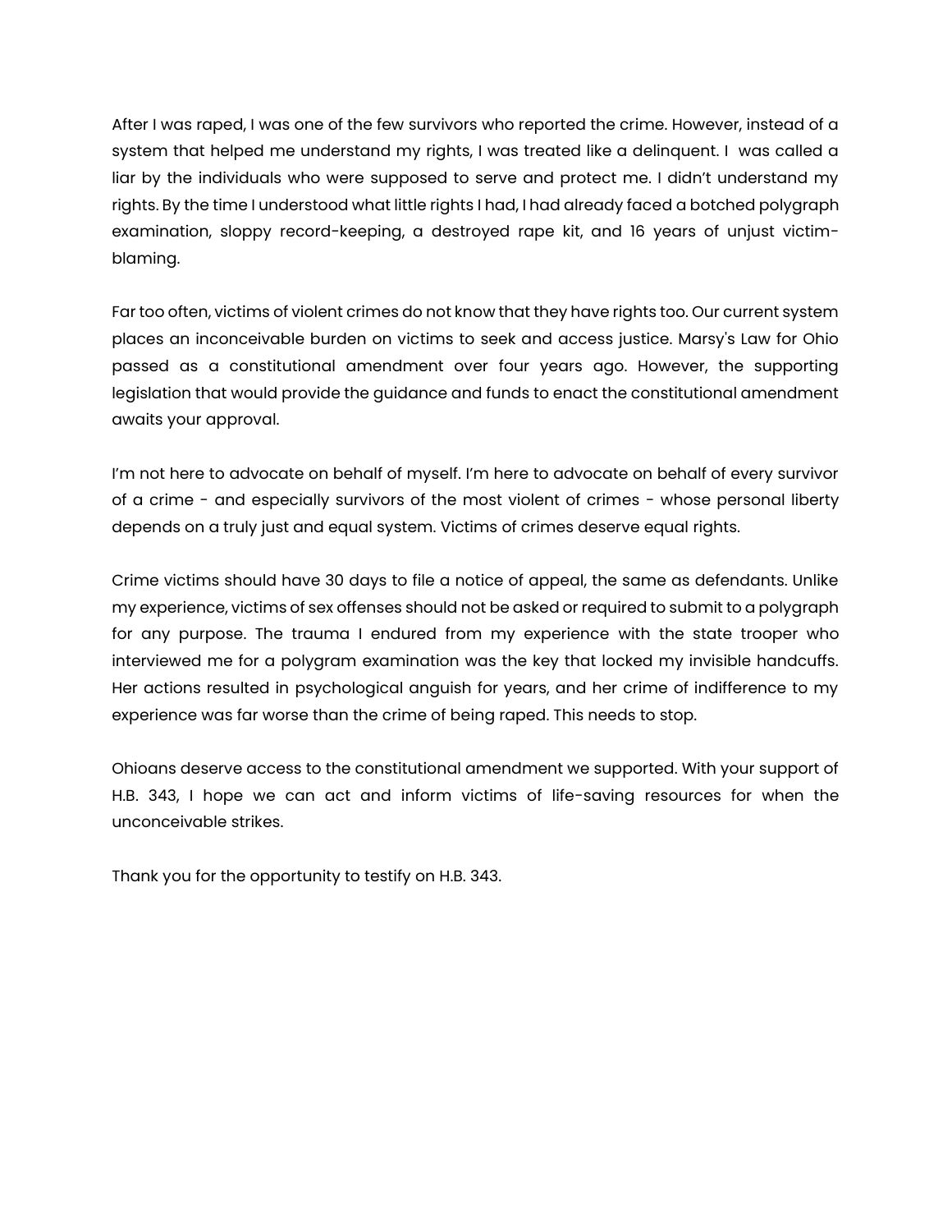After I was raped, I was one of the few survivors who reported the crime. However, instead of a system that helped me understand my rights, I was treated like a delinquent. I was called a liar by the individuals who were supposed to serve and protect me. I didn't understand my rights. By the time I understood what little rights I had, I had already faced a botched polygraph examination, sloppy record-keeping, a destroyed rape kit, and 16 years of unjust victim-blaming.

Far too often, victims of violent crimes do not know that they have rights too. Our current system places an inconceivable burden on victims to seek and access justice. Marsy's Law for Ohio passed as a constitutional amendment over four years ago. However, the supporting legislation that would provide the guidance and funds to enact the constitutional amendment awaits your approval.

I'm not here to advocate on behalf of myself. I'm here to advocate on behalf of every survivor of a crime - and especially survivors of the most violent of crimes - whose personal liberty depends on a truly just and equal system. Victims of crimes deserve equal rights.

Crime victims should have 30 days to file a notice of appeal, the same as defendants. Unlike my experience, victims of sex offenses should not be asked or required to submit to a polygraph for any purpose. The trauma I endured from my experience with the state trooper who interviewed me for a polygram examination was the key that locked my invisible handcuffs. Her actions resulted in psychological anguish for years, and her crime of indifference to my experience was far worse than the crime of being raped. This needs to stop.

Ohioans deserve access to the constitutional amendment we supported. With your support of H.B. 343, I hope we can act and inform victims of life-saving resources for when the unconceivable strikes.

Thank you for the opportunity to testify on H.B. 343.